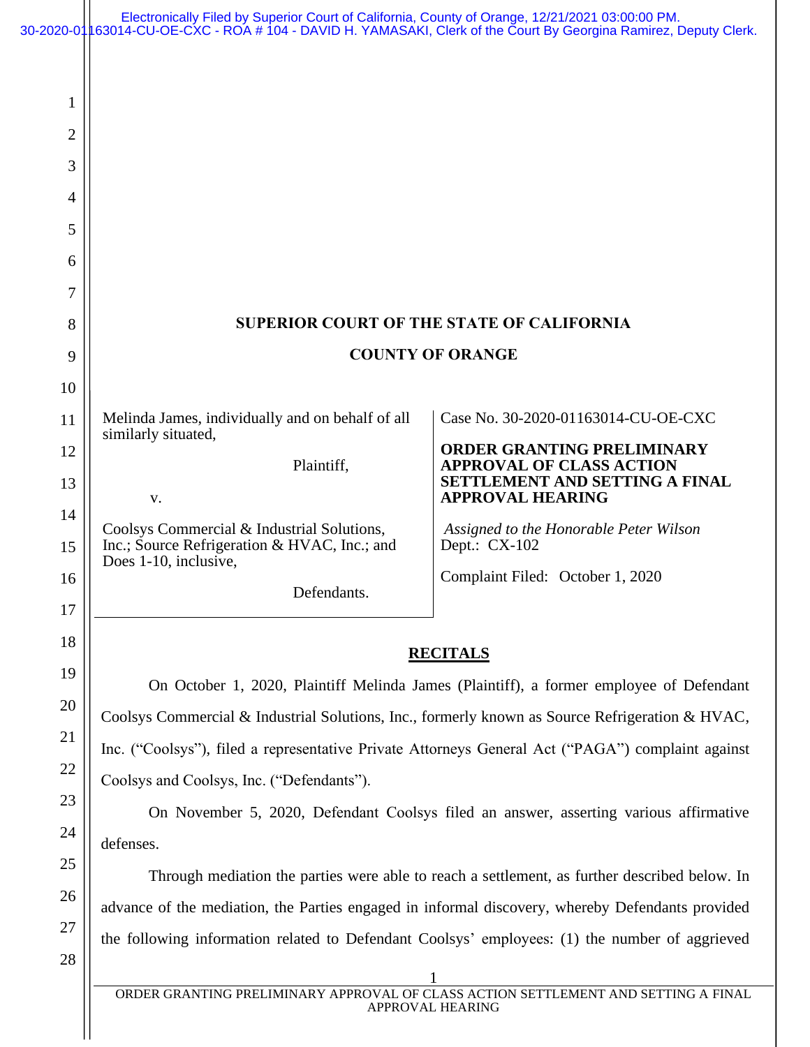Electronically Filed by Superior Court of California, County of Orange, 12/21/2021 03:00:00 PM.
30-2020-01163014-CU-OE-CXC - ROA # 104 - DAVID H. YAMASAKI, Clerk of the Court By Georgina Ramirez, Deputy Clerk.

**SUPERIOR COURT OF THE STATE OF CALIFORNIA**

**COUNTY OF ORANGE**

Melinda James, individually and on behalf of all similarly situated,

Plaintiff,

v.

Coolsys Commercial & Industrial Solutions, Inc.; Source Refrigeration & HVAC, Inc.; and Does 1-10, inclusive,

Defendants.

Case No. 30-2020-01163014-CU-OE-CXC

**ORDER GRANTING PRELIMINARY APPROVAL OF CLASS ACTION SETTLEMENT AND SETTING A FINAL APPROVAL HEARING**

*Assigned to the Honorable Peter Wilson*
Dept.: CX-102

Complaint Filed: October 1, 2020

**RECITALS**

On October 1, 2020, Plaintiff Melinda James (Plaintiff), a former employee of Defendant Coolsys Commercial & Industrial Solutions, Inc., formerly known as Source Refrigeration & HVAC, Inc. ("Coolsys"), filed a representative Private Attorneys General Act ("PAGA") complaint against Coolsys and Coolsys, Inc. ("Defendants").

On November 5, 2020, Defendant Coolsys filed an answer, asserting various affirmative defenses.

Through mediation the parties were able to reach a settlement, as further described below. In advance of the mediation, the Parties engaged in informal discovery, whereby Defendants provided the following information related to Defendant Coolsys' employees: (1) the number of aggrieved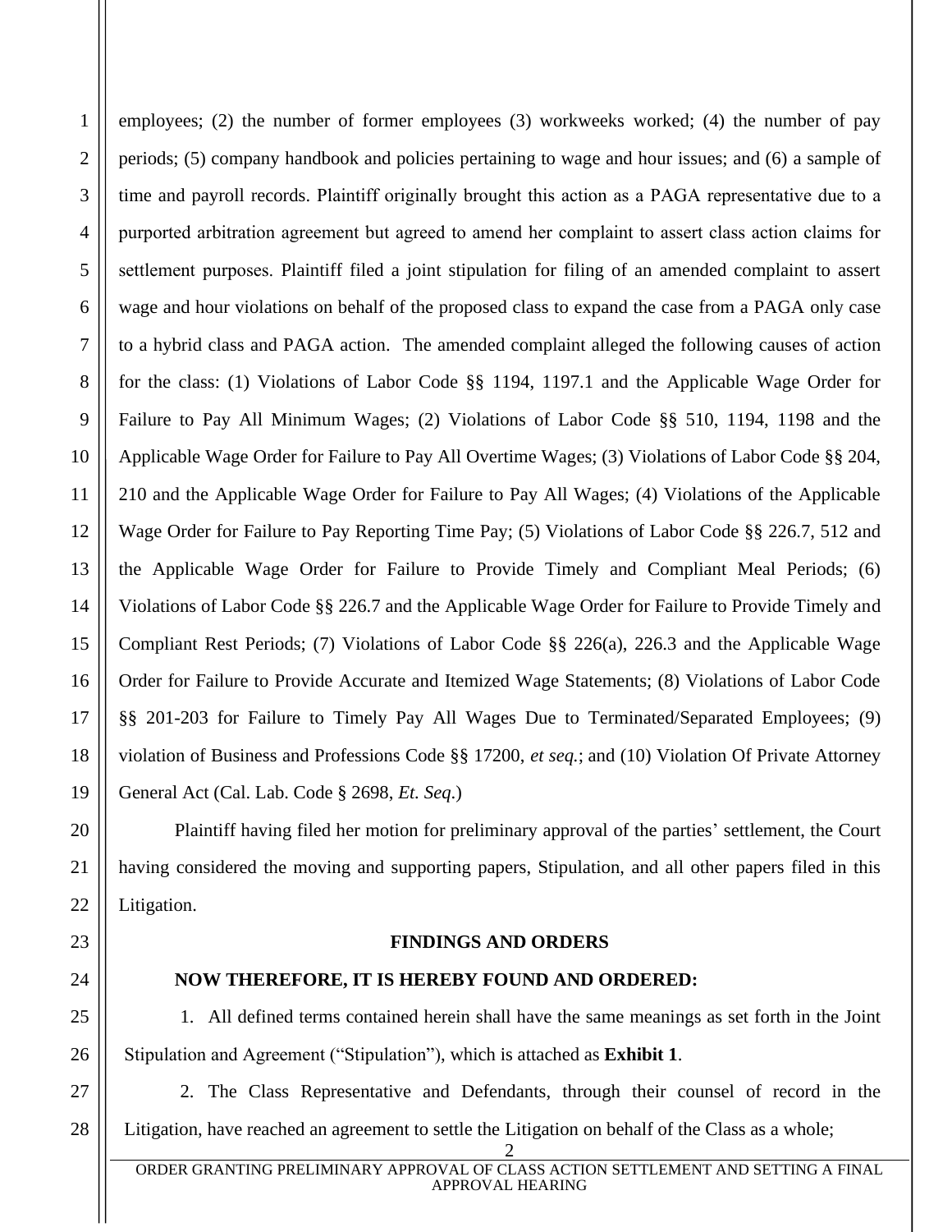employees; (2) the number of former employees (3) workweeks worked; (4) the number of pay periods; (5) company handbook and policies pertaining to wage and hour issues; and (6) a sample of time and payroll records. Plaintiff originally brought this action as a PAGA representative due to a purported arbitration agreement but agreed to amend her complaint to assert class action claims for settlement purposes. Plaintiff filed a joint stipulation for filing of an amended complaint to assert wage and hour violations on behalf of the proposed class to expand the case from a PAGA only case to a hybrid class and PAGA action. The amended complaint alleged the following causes of action for the class: (1) Violations of Labor Code §§ 1194, 1197.1 and the Applicable Wage Order for Failure to Pay All Minimum Wages; (2) Violations of Labor Code §§ 510, 1194, 1198 and the Applicable Wage Order for Failure to Pay All Overtime Wages; (3) Violations of Labor Code §§ 204, 210 and the Applicable Wage Order for Failure to Pay All Wages; (4) Violations of the Applicable Wage Order for Failure to Pay Reporting Time Pay; (5) Violations of Labor Code §§ 226.7, 512 and the Applicable Wage Order for Failure to Provide Timely and Compliant Meal Periods; (6) Violations of Labor Code §§ 226.7 and the Applicable Wage Order for Failure to Provide Timely and Compliant Rest Periods; (7) Violations of Labor Code §§ 226(a), 226.3 and the Applicable Wage Order for Failure to Provide Accurate and Itemized Wage Statements; (8) Violations of Labor Code §§ 201-203 for Failure to Timely Pay All Wages Due to Terminated/Separated Employees; (9) violation of Business and Professions Code §§ 17200, *et seq.*; and (10) Violation Of Private Attorney General Act (Cal. Lab. Code § 2698, *Et. Seq.*)

Plaintiff having filed her motion for preliminary approval of the parties' settlement, the Court having considered the moving and supporting papers, Stipulation, and all other papers filed in this Litigation.

**FINDINGS AND ORDERS**

**NOW THEREFORE, IT IS HEREBY FOUND AND ORDERED:**

1. All defined terms contained herein shall have the same meanings as set forth in the Joint Stipulation and Agreement ("Stipulation"), which is attached as **Exhibit 1**.

2. The Class Representative and Defendants, through their counsel of record in the Litigation, have reached an agreement to settle the Litigation on behalf of the Class as a whole;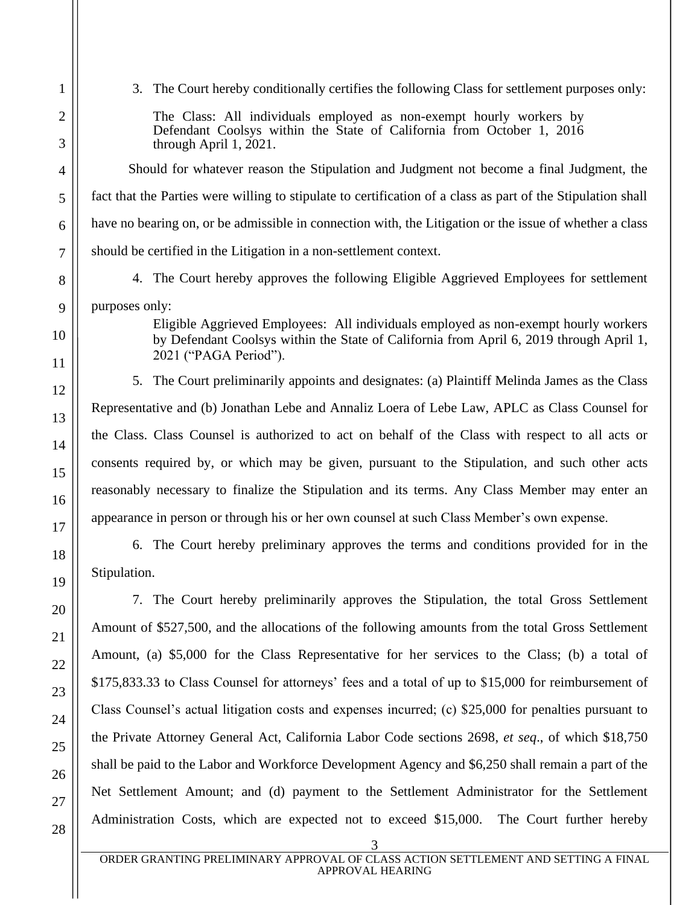3. The Court hereby conditionally certifies the following Class for settlement purposes only:

> The Class: All individuals employed as non-exempt hourly workers by Defendant Coolsys within the State of California from October 1, 2016 through April 1, 2021.

Should for whatever reason the Stipulation and Judgment not become a final Judgment, the fact that the Parties were willing to stipulate to certification of a class as part of the Stipulation shall have no bearing on, or be admissible in connection with, the Litigation or the issue of whether a class should be certified in the Litigation in a non-settlement context.

4. The Court hereby approves the following Eligible Aggrieved Employees for settlement purposes only:

> Eligible Aggrieved Employees: All individuals employed as non-exempt hourly workers by Defendant Coolsys within the State of California from April 6, 2019 through April 1, 2021 ("PAGA Period").

5. The Court preliminarily appoints and designates: (a) Plaintiff Melinda James as the Class Representative and (b) Jonathan Lebe and Annaliz Loera of Lebe Law, APLC as Class Counsel for the Class. Class Counsel is authorized to act on behalf of the Class with respect to all acts or consents required by, or which may be given, pursuant to the Stipulation, and such other acts reasonably necessary to finalize the Stipulation and its terms. Any Class Member may enter an appearance in person or through his or her own counsel at such Class Member's own expense.

6. The Court hereby preliminary approves the terms and conditions provided for in the Stipulation.

7. The Court hereby preliminarily approves the Stipulation, the total Gross Settlement Amount of $527,500, and the allocations of the following amounts from the total Gross Settlement Amount, (a) $5,000 for the Class Representative for her services to the Class; (b) a total of $175,833.33 to Class Counsel for attorneys' fees and a total of up to $15,000 for reimbursement of Class Counsel's actual litigation costs and expenses incurred; (c) $25,000 for penalties pursuant to the Private Attorney General Act, California Labor Code sections 2698, *et seq*., of which $18,750 shall be paid to the Labor and Workforce Development Agency and $6,250 shall remain a part of the Net Settlement Amount; and (d) payment to the Settlement Administrator for the Settlement Administration Costs, which are expected not to exceed $15,000. The Court further hereby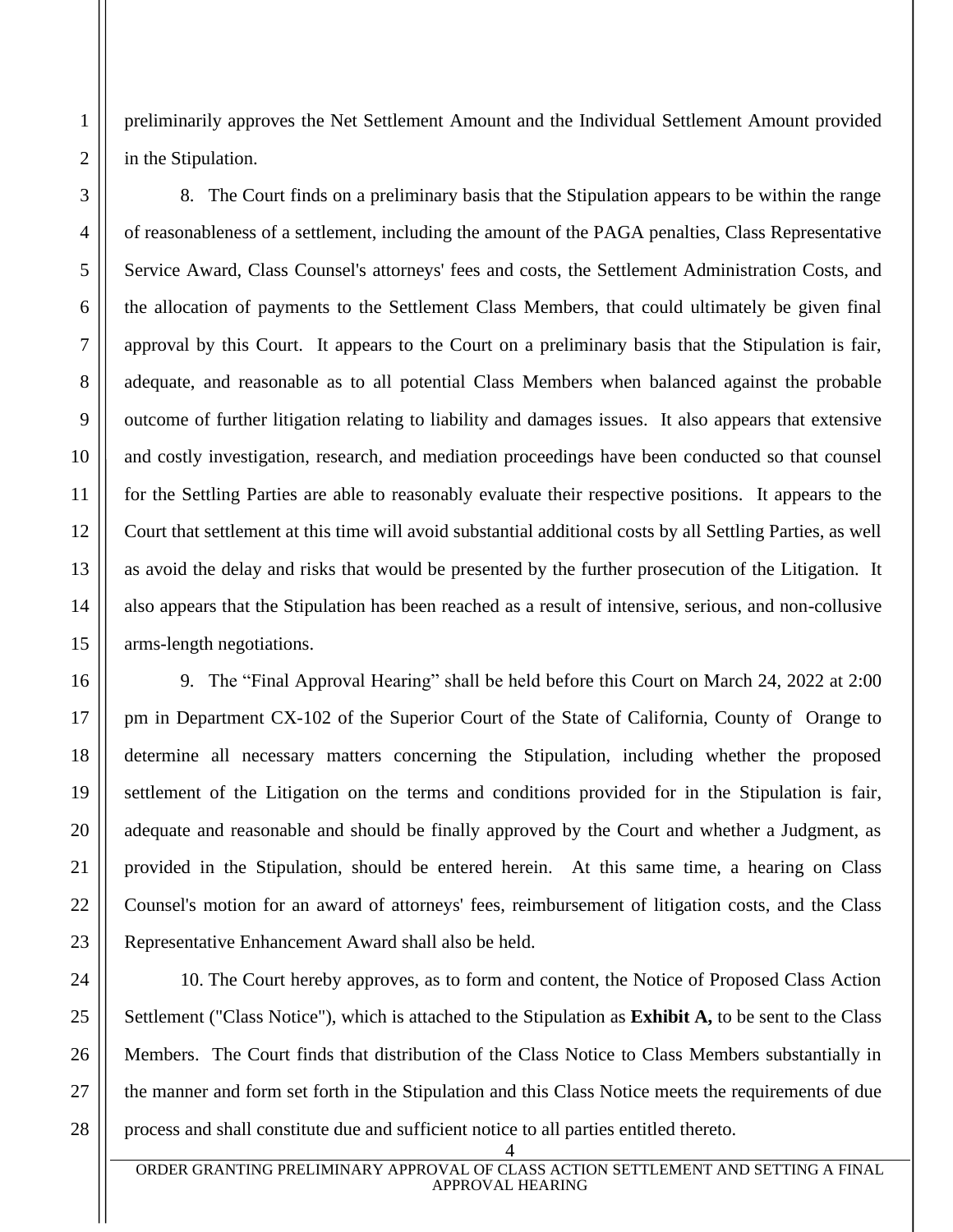preliminarily approves the Net Settlement Amount and the Individual Settlement Amount provided in the Stipulation.

8. The Court finds on a preliminary basis that the Stipulation appears to be within the range of reasonableness of a settlement, including the amount of the PAGA penalties, Class Representative Service Award, Class Counsel's attorneys' fees and costs, the Settlement Administration Costs, and the allocation of payments to the Settlement Class Members, that could ultimately be given final approval by this Court. It appears to the Court on a preliminary basis that the Stipulation is fair, adequate, and reasonable as to all potential Class Members when balanced against the probable outcome of further litigation relating to liability and damages issues. It also appears that extensive and costly investigation, research, and mediation proceedings have been conducted so that counsel for the Settling Parties are able to reasonably evaluate their respective positions. It appears to the Court that settlement at this time will avoid substantial additional costs by all Settling Parties, as well as avoid the delay and risks that would be presented by the further prosecution of the Litigation. It also appears that the Stipulation has been reached as a result of intensive, serious, and non-collusive arms-length negotiations.

9. The "Final Approval Hearing" shall be held before this Court on March 24, 2022 at 2:00 pm in Department CX-102 of the Superior Court of the State of California, County of Orange to determine all necessary matters concerning the Stipulation, including whether the proposed settlement of the Litigation on the terms and conditions provided for in the Stipulation is fair, adequate and reasonable and should be finally approved by the Court and whether a Judgment, as provided in the Stipulation, should be entered herein. At this same time, a hearing on Class Counsel's motion for an award of attorneys' fees, reimbursement of litigation costs, and the Class Representative Enhancement Award shall also be held.

10. The Court hereby approves, as to form and content, the Notice of Proposed Class Action Settlement ("Class Notice"), which is attached to the Stipulation as **Exhibit A,** to be sent to the Class Members. The Court finds that distribution of the Class Notice to Class Members substantially in the manner and form set forth in the Stipulation and this Class Notice meets the requirements of due process and shall constitute due and sufficient notice to all parties entitled thereto.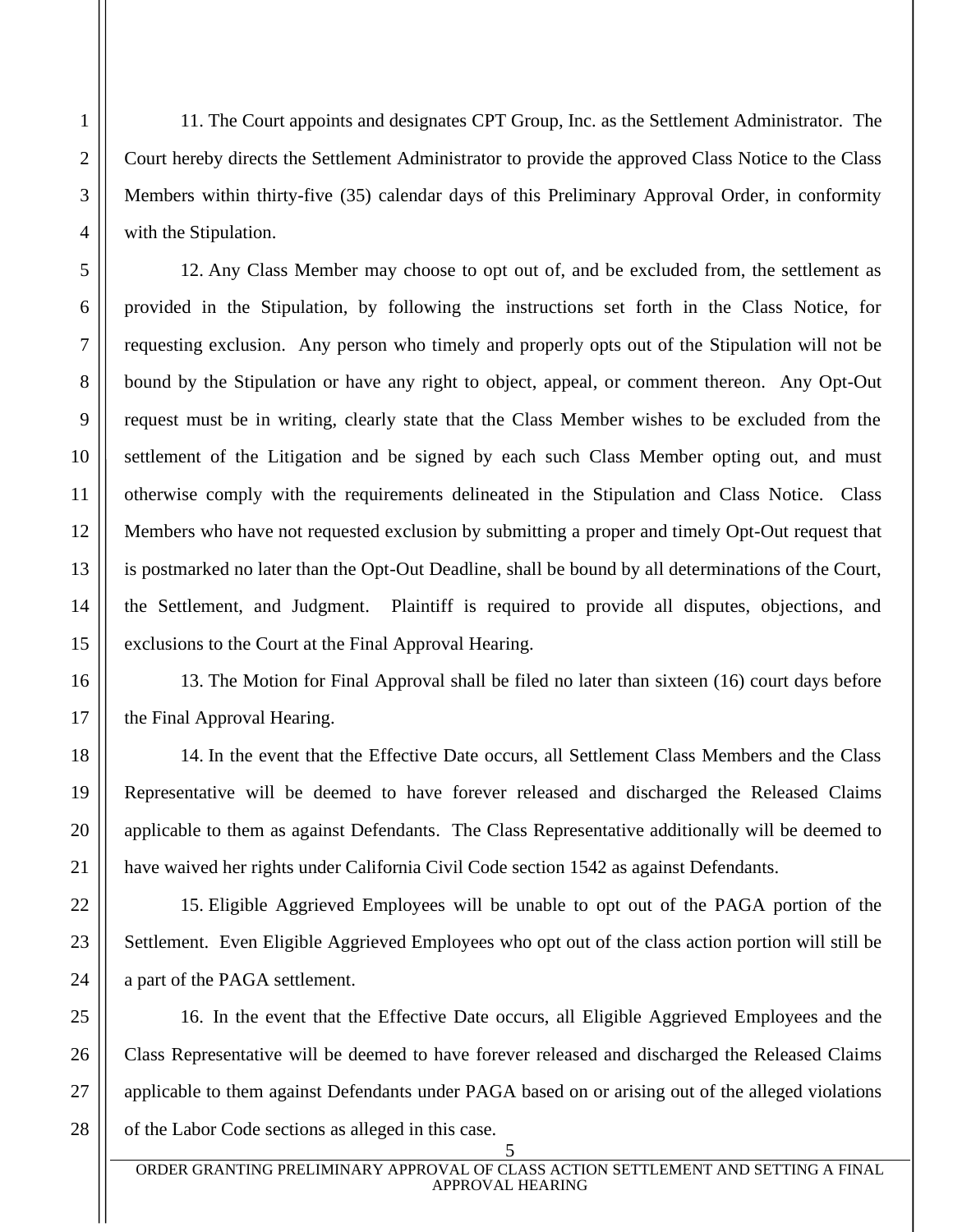11. The Court appoints and designates CPT Group, Inc. as the Settlement Administrator. The Court hereby directs the Settlement Administrator to provide the approved Class Notice to the Class Members within thirty-five (35) calendar days of this Preliminary Approval Order, in conformity with the Stipulation.

12. Any Class Member may choose to opt out of, and be excluded from, the settlement as provided in the Stipulation, by following the instructions set forth in the Class Notice, for requesting exclusion. Any person who timely and properly opts out of the Stipulation will not be bound by the Stipulation or have any right to object, appeal, or comment thereon. Any Opt-Out request must be in writing, clearly state that the Class Member wishes to be excluded from the settlement of the Litigation and be signed by each such Class Member opting out, and must otherwise comply with the requirements delineated in the Stipulation and Class Notice. Class Members who have not requested exclusion by submitting a proper and timely Opt-Out request that is postmarked no later than the Opt-Out Deadline, shall be bound by all determinations of the Court, the Settlement, and Judgment. Plaintiff is required to provide all disputes, objections, and exclusions to the Court at the Final Approval Hearing.

13. The Motion for Final Approval shall be filed no later than sixteen (16) court days before the Final Approval Hearing.

14. In the event that the Effective Date occurs, all Settlement Class Members and the Class Representative will be deemed to have forever released and discharged the Released Claims applicable to them as against Defendants. The Class Representative additionally will be deemed to have waived her rights under California Civil Code section 1542 as against Defendants.

15. Eligible Aggrieved Employees will be unable to opt out of the PAGA portion of the Settlement. Even Eligible Aggrieved Employees who opt out of the class action portion will still be a part of the PAGA settlement.

16. In the event that the Effective Date occurs, all Eligible Aggrieved Employees and the Class Representative will be deemed to have forever released and discharged the Released Claims applicable to them against Defendants under PAGA based on or arising out of the alleged violations of the Labor Code sections as alleged in this case.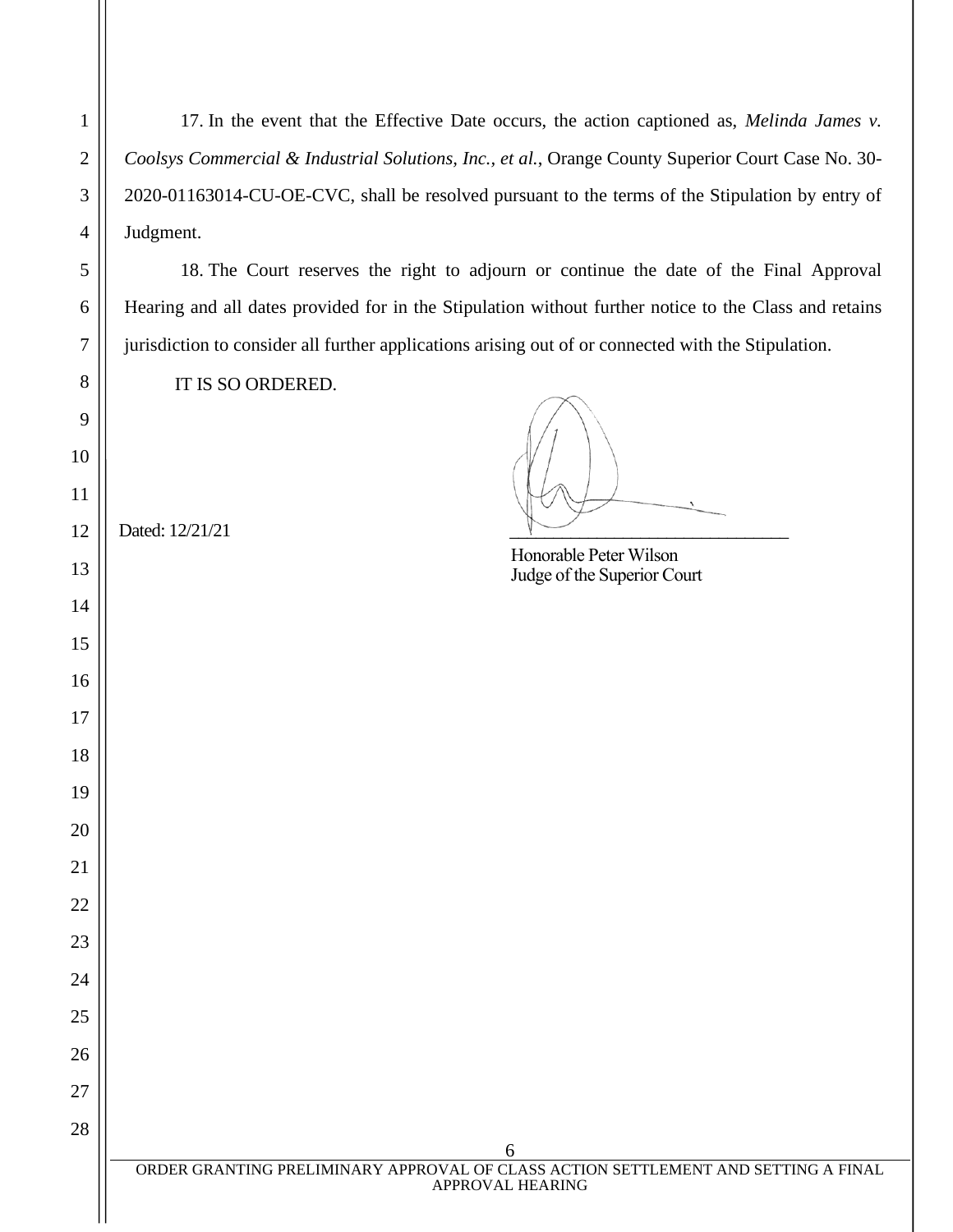17. In the event that the Effective Date occurs, the action captioned as, *Melinda James v. Coolsys Commercial & Industrial Solutions, Inc., et al.*, Orange County Superior Court Case No. 30-2020-01163014-CU-OE-CVC, shall be resolved pursuant to the terms of the Stipulation by entry of Judgment.

18. The Court reserves the right to adjourn or continue the date of the Final Approval Hearing and all dates provided for in the Stipulation without further notice to the Class and retains jurisdiction to consider all further applications arising out of or connected with the Stipulation.

IT IS SO ORDERED.

Dated: 12/21/21

Honorable Peter Wilson
Judge of the Superior Court